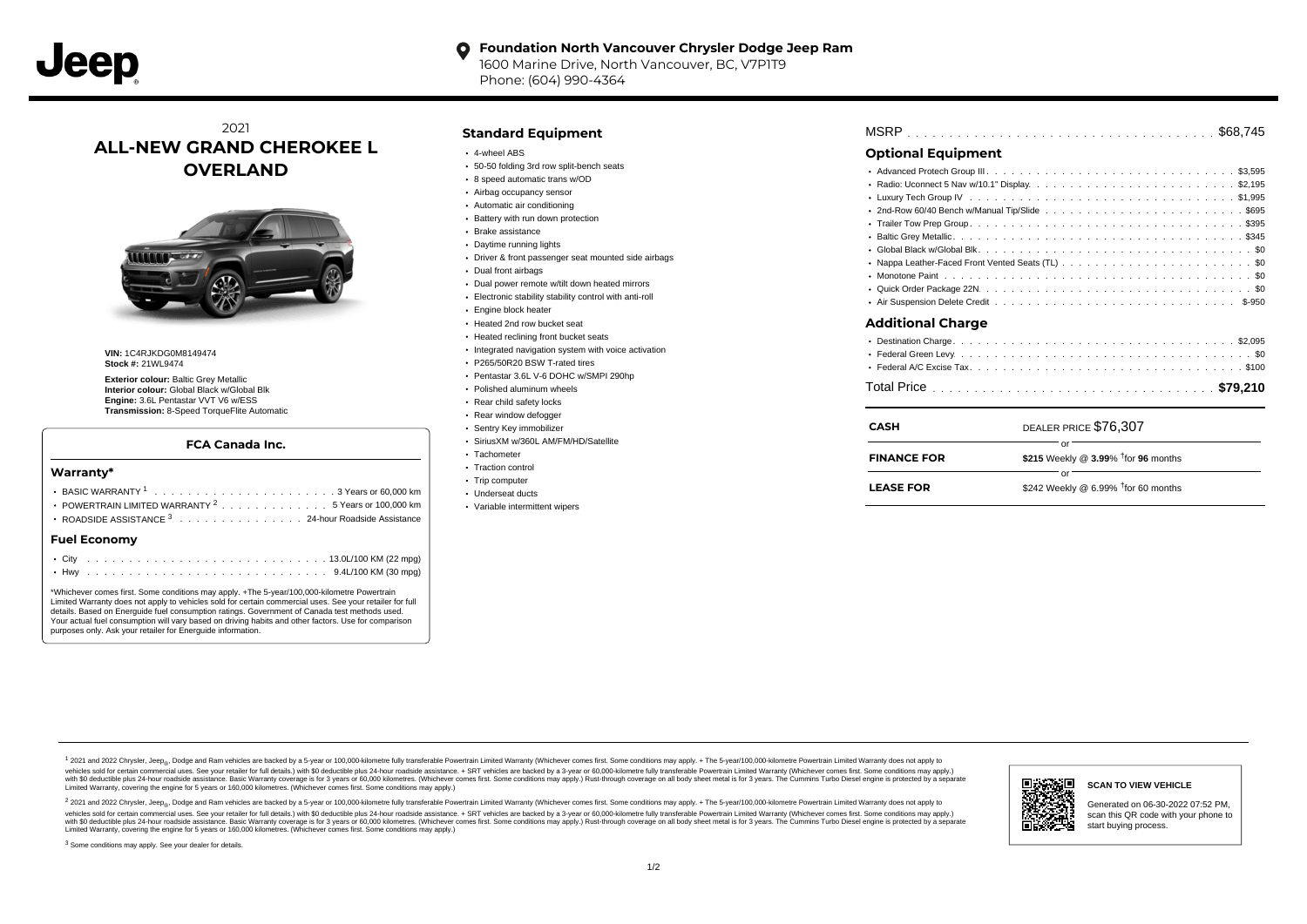**Foundation North Vancouver Chrysler Dodge Jeep Ram**
1600 Marine Drive, North Vancouver, BC, V7P1T9
Phone: (604) 990-4364

2021
# ALL-NEW GRAND CHEROKEE L OVERLAND

**VIN:** 1C4RJKDG0M8149474
**Stock #:** 21WL9474

**Exterior colour:** Baltic Grey Metallic
**Interior colour:** Global Black w/Global Blk
**Engine:** 3.6L Pentastar VVT V6 w/ESS
**Transmission:** 8-Speed TorqueFlite Automatic

### FCA Canada Inc.

#### Warranty*

- BASIC WARRANTY [1] . . . . . . 3 Years or 60,000 km
- POWERTRAIN LIMITED WARRANTY [2] . . . . . . 5 Years or 100,000 km
- ROADSIDE ASSISTANCE [3] . . . . . . 24-hour Roadside Assistance

#### Fuel Economy

- City . . . . . . 13.0L/100 KM (22 mpg)
- Hwy . . . . . . 9.4L/100 KM (30 mpg)

*Whichever comes first. Some conditions may apply. +The 5-year/100,000-kilometre Powertrain Limited Warranty does not apply to vehicles sold for certain commercial uses. See your retailer for full details. Based on Energuide fuel consumption ratings. Government of Canada test methods used. Your actual fuel consumption will vary based on driving habits and other factors. Use for comparison purposes only. Ask your retailer for Energuide information.

## Standard Equipment

- 4-wheel ABS
- 50-50 folding 3rd row split-bench seats
- 8 speed automatic trans w/OD
- Airbag occupancy sensor
- Automatic air conditioning
- Battery with run down protection
- Brake assistance
- Daytime running lights
- Driver & front passenger seat mounted side airbags
- Dual front airbags
- Dual power remote w/tilt down heated mirrors
- Electronic stability stability control with anti-roll
- Engine block heater
- Heated 2nd row bucket seat
- Heated reclining front bucket seats
- Integrated navigation system with voice activation
- P265/50R20 BSW T-rated tires
- Pentastar 3.6L V-6 DOHC w/SMPI 290hp
- Polished aluminum wheels
- Rear child safety locks
- Rear window defogger
- Sentry Key immobilizer
- SiriusXM w/360L AM/FM/HD/Satellite
- Tachometer
- Traction control
- Trip computer
- Underseat ducts
- Variable intermittent wipers

MSRP . . . . . . $68,745

## Optional Equipment

- Advanced Protech Group III . . . . . . $3,595
- Radio: Uconnect 5 Nav w/10.1" Display . . . . . . $2,195
- Luxury Tech Group IV . . . . . . $1,995
- 2nd-Row 60/40 Bench w/Manual Tip/Slide . . . . . . $695
- Trailer Tow Prep Group . . . . . . $395
- Baltic Grey Metallic . . . . . . $345
- Global Black w/Global Blk . . . . . . $0
- Nappa Leather-Faced Front Vented Seats (TL) . . . . . . $0
- Monotone Paint . . . . . . $0
- Quick Order Package 22N . . . . . . $0
- Air Suspension Delete Credit . . . . . . $-950

## Additional Charge

- Destination Charge . . . . . . $2,095
- Federal Green Levy . . . . . . $0
- Federal A/C Excise Tax . . . . . . $100

Total Price . . . . . . **$79,210**

| | |
|---|---|
| **CASH** | DEALER PRICE $76,307 |
| | or |
| **FINANCE FOR** | **$215** Weekly @ **3.99**% †for **96** months |
| | or |
| **LEASE FOR** | $242 Weekly @ 6.99% †for 60 months |

[1] 2021 and 2022 Chrysler, Jeep®, Dodge and Ram vehicles are backed by a 5-year or 100,000-kilometre fully transferable Powertrain Limited Warranty (Whichever comes first. Some conditions may apply. + The 5-year/100,000-kilometre Powertrain Limited Warranty does not apply to vehicles sold for certain commercial uses. See your retailer for full details.) with $0 deductible plus 24-hour roadside assistance. + SRT vehicles are backed by a 3-year or 60,000-kilometre fully transferable Powertrain Limited Warranty (Whichever comes first. Some conditions may apply.) with $0 deductible plus 24-hour roadside assistance. Basic Warranty coverage is for 3 years or 60,000 kilometres. (Whichever comes first. Some conditions may apply.) Rust-through coverage on all body sheet metal is for 3 years. The Cummins Turbo Diesel engine is protected by a separate Limited Warranty, covering the engine for 5 years or 160,000 kilometres. (Whichever comes first. Some conditions may apply.)

[2] 2021 and 2022 Chrysler, Jeep®, Dodge and Ram vehicles are backed by a 5-year or 100,000-kilometre fully transferable Powertrain Limited Warranty (Whichever comes first. Some conditions may apply. + The 5-year/100,000-kilometre Powertrain Limited Warranty does not apply to vehicles sold for certain commercial uses. See your retailer for full details.) with $0 deductible plus 24-hour roadside assistance. + SRT vehicles are backed by a 3-year or 60,000-kilometre fully transferable Powertrain Limited Warranty (Whichever comes first. Some conditions may apply.) with $0 deductible plus 24-hour roadside assistance. Basic Warranty coverage is for 3 years or 60,000 kilometres. (Whichever comes first. Some conditions may apply.) Rust-through coverage on all body sheet metal is for 3 years. The Cummins Turbo Diesel engine is protected by a separate Limited Warranty, covering the engine for 5 years or 160,000 kilometres. (Whichever comes first. Some conditions may apply.)

[3] Some conditions may apply. See your dealer for details.

**SCAN TO VIEW VEHICLE**

Generated on 06-30-2022 07:52 PM, scan this QR code with your phone to start buying process.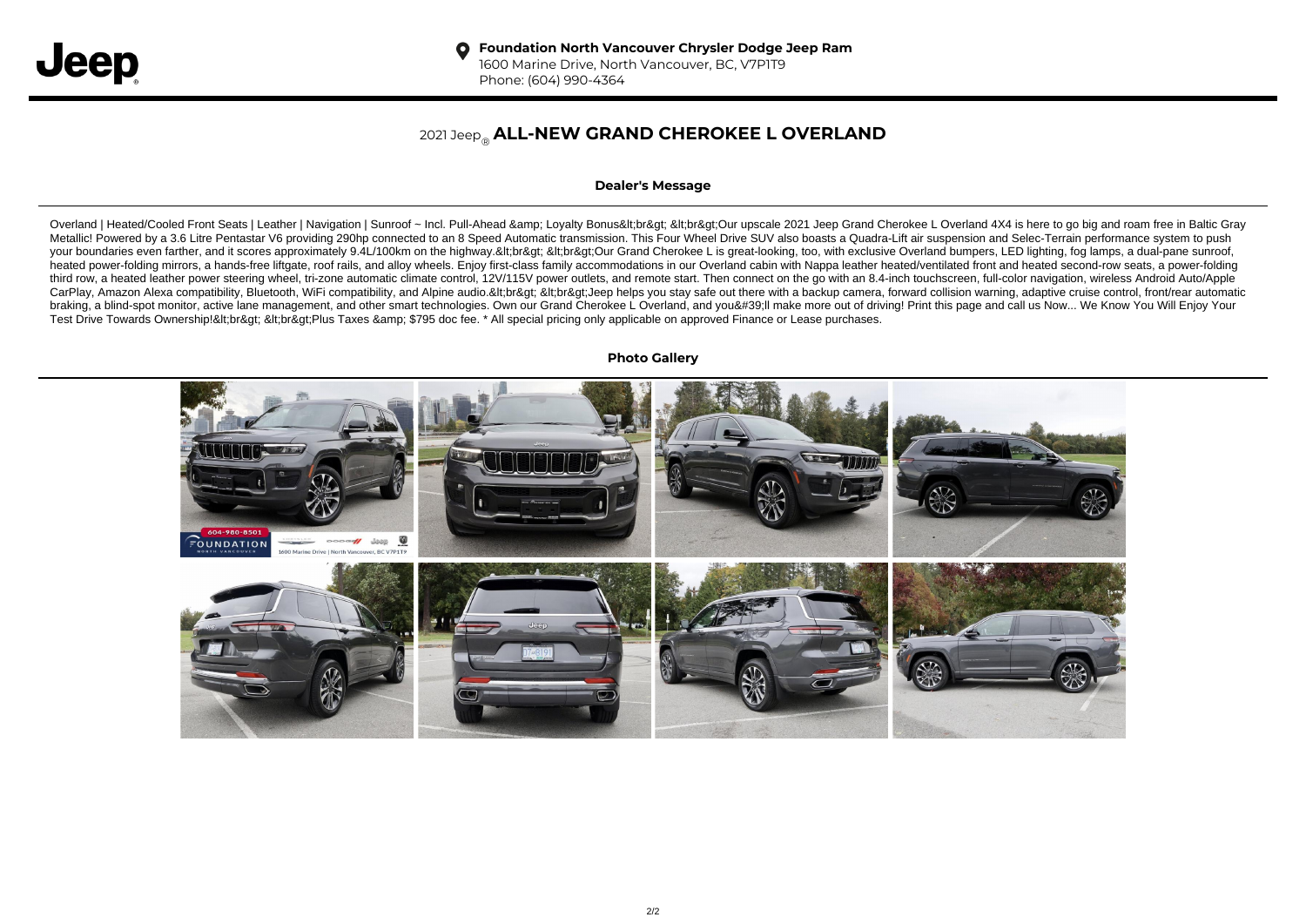Jeep

**Foundation North Vancouver Chrysler Dodge Jeep Ram**
1600 Marine Drive, North Vancouver, BC, V7P1T9
Phone: (604) 990-4364

# 2021 Jeep® ALL-NEW GRAND CHEROKEE L OVERLAND

## Dealer's Message

Overland | Heated/Cooled Front Seats | Leather | Navigation | Sunroof ~ Incl. Pull-Ahead &amp; Loyalty Bonus&lt;br&gt; &lt;br&gt;Our upscale 2021 Jeep Grand Cherokee L Overland 4X4 is here to go big and roam free in Baltic Gray Metallic! Powered by a 3.6 Litre Pentastar V6 providing 290hp connected to an 8 Speed Automatic transmission. This Four Wheel Drive SUV also boasts a Quadra-Lift air suspension and Selec-Terrain performance system to push your boundaries even farther, and it scores approximately 9.4L/100km on the highway.&lt;br&gt; &lt;br&gt;Our Grand Cherokee L is great-looking, too, with exclusive Overland bumpers, LED lighting, fog lamps, a dual-pane sunroof, heated power-folding mirrors, a hands-free liftgate, roof rails, and alloy wheels. Enjoy first-class family accommodations in our Overland cabin with Nappa leather heated/ventilated front and heated second-row seats, a power-folding third row, a heated leather power steering wheel, tri-zone automatic climate control, 12V/115V power outlets, and remote start. Then connect on the go with an 8.4-inch touchscreen, full-color navigation, wireless Android Auto/Apple CarPlay, Amazon Alexa compatibility, Bluetooth, WiFi compatibility, and Alpine audio.&lt;br&gt; &lt;br&gt;Jeep helps you stay safe out there with a backup camera, forward collision warning, adaptive cruise control, front/rear automatic braking, a blind-spot monitor, active lane management, and other smart technologies. Own our Grand Cherokee L Overland, and you&#39;ll make more out of driving! Print this page and call us Now... We Know You Will Enjoy Your Test Drive Towards Ownership!&lt;br&gt; &lt;br&gt;Plus Taxes &amp; $795 doc fee. * All special pricing only applicable on approved Finance or Lease purchases.

## Photo Gallery